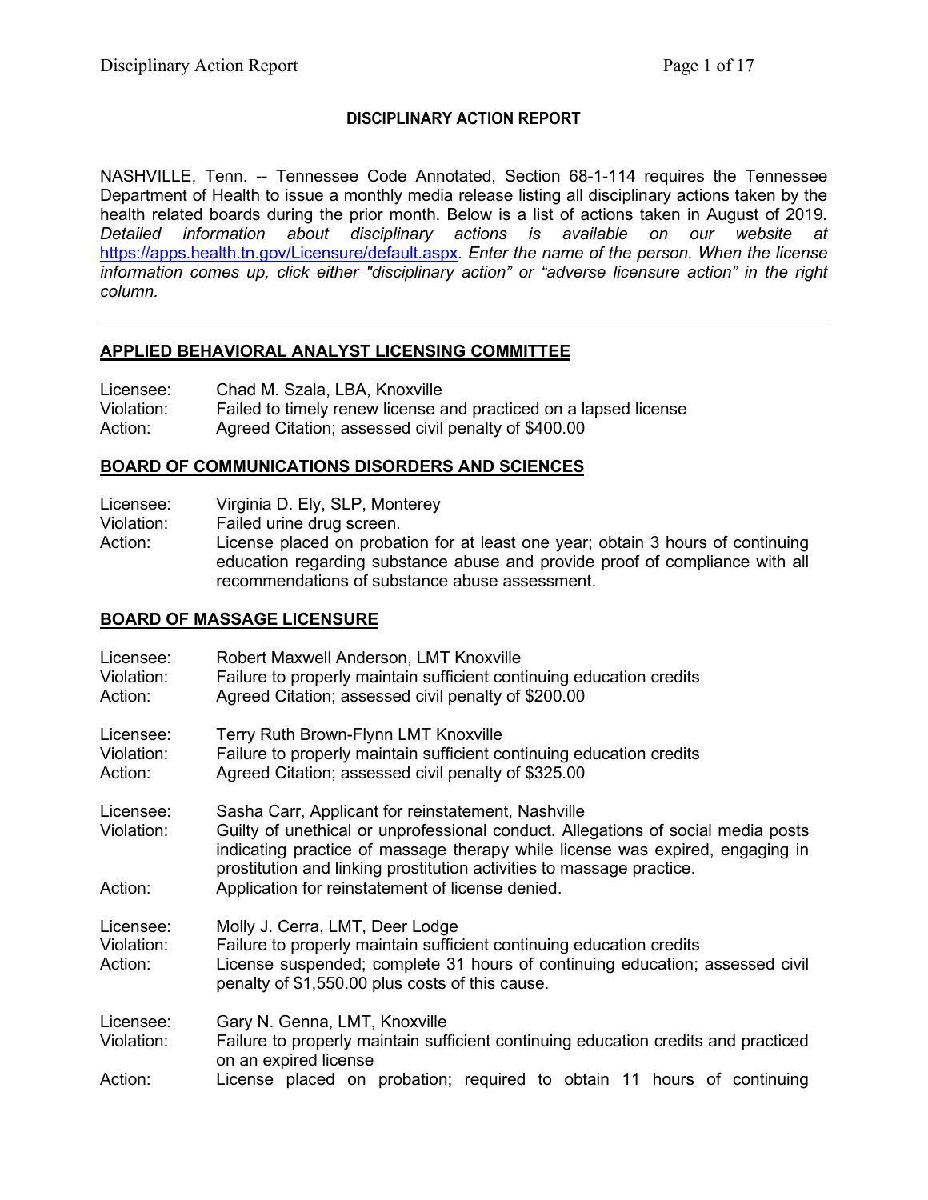**DISCIPLINARY ACTION REPORT**

NASHVILLE, Tenn. -- Tennessee Code Annotated, Section 68-1-114 requires the Tennessee Department of Health to issue a monthly media release listing all disciplinary actions taken by the health related boards during the prior month. Below is a list of actions taken in August of 2019. *Detailed information about disciplinary actions is available on our website at* https://apps.health.tn.gov/Licensure/default.aspx*. Enter the name of the person. When the license information comes up, click either "disciplinary action" or "adverse licensure action" in the right column.*

---

## APPLIED BEHAVIORAL ANALYST LICENSING COMMITTEE

Licensee: Chad M. Szala, LBA, Knoxville
Violation: Failed to timely renew license and practiced on a lapsed license
Action: Agreed Citation; assessed civil penalty of $400.00

## BOARD OF COMMUNICATIONS DISORDERS AND SCIENCES

Licensee: Virginia D. Ely, SLP, Monterey
Violation: Failed urine drug screen.
Action: License placed on probation for at least one year; obtain 3 hours of continuing education regarding substance abuse and provide proof of compliance with all recommendations of substance abuse assessment.

## BOARD OF MASSAGE LICENSURE

Licensee: Robert Maxwell Anderson, LMT Knoxville
Violation: Failure to properly maintain sufficient continuing education credits
Action: Agreed Citation; assessed civil penalty of $200.00

Licensee: Terry Ruth Brown-Flynn LMT Knoxville
Violation: Failure to properly maintain sufficient continuing education credits
Action: Agreed Citation; assessed civil penalty of $325.00

Licensee: Sasha Carr, Applicant for reinstatement, Nashville
Violation: Guilty of unethical or unprofessional conduct. Allegations of social media posts indicating practice of massage therapy while license was expired, engaging in prostitution and linking prostitution activities to massage practice.
Action: Application for reinstatement of license denied.

Licensee: Molly J. Cerra, LMT, Deer Lodge
Violation: Failure to properly maintain sufficient continuing education credits
Action: License suspended; complete 31 hours of continuing education; assessed civil penalty of $1,550.00 plus costs of this cause.

Licensee: Gary N. Genna, LMT, Knoxville
Violation: Failure to properly maintain sufficient continuing education credits and practiced on an expired license
Action: License placed on probation; required to obtain 11 hours of continuing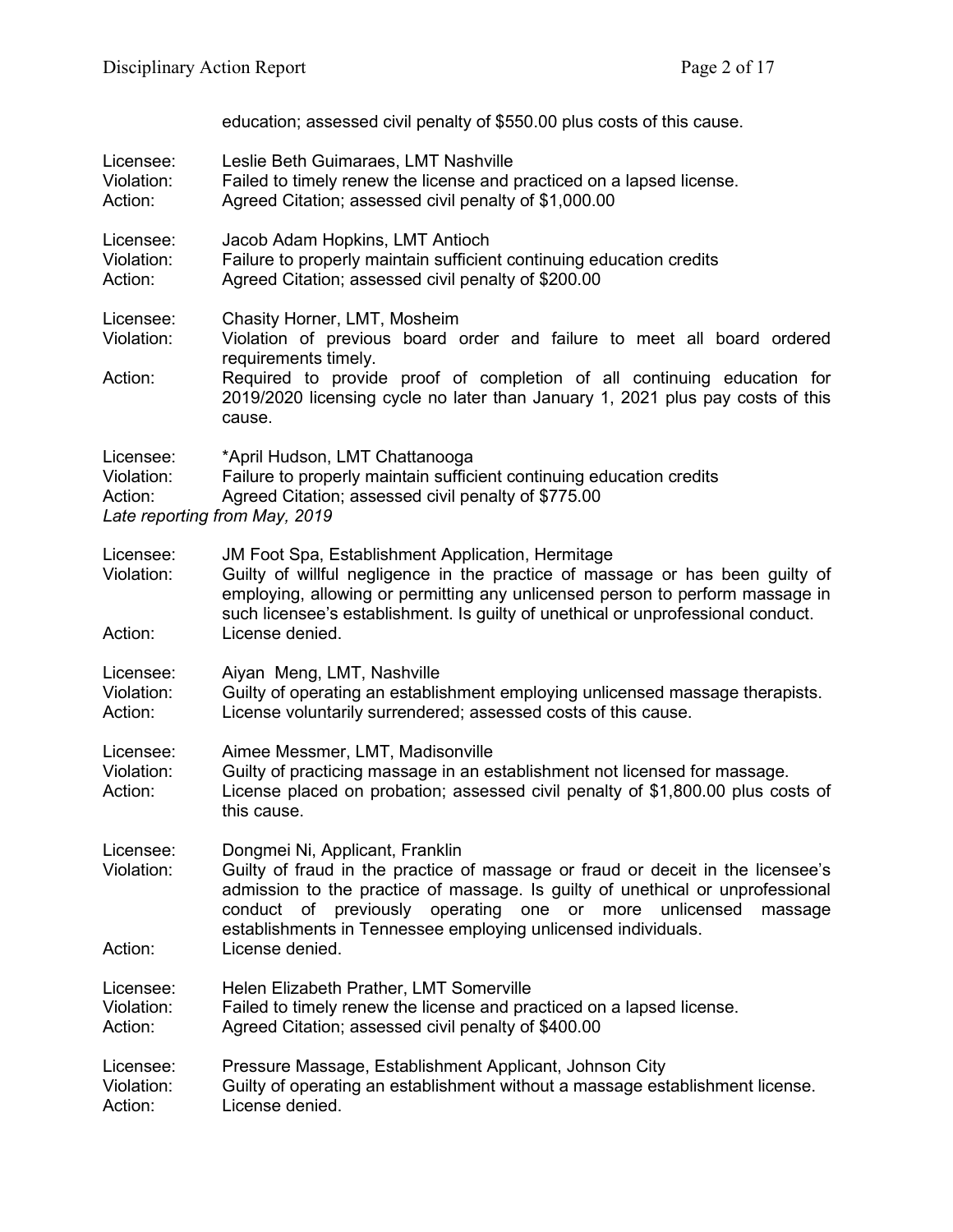education; assessed civil penalty of $550.00 plus costs of this cause.

Licensee: Leslie Beth Guimaraes, LMT Nashville
Violation: Failed to timely renew the license and practiced on a lapsed license.
Action: Agreed Citation; assessed civil penalty of $1,000.00

Licensee: Jacob Adam Hopkins, LMT Antioch
Violation: Failure to properly maintain sufficient continuing education credits
Action: Agreed Citation; assessed civil penalty of $200.00

Licensee: Chasity Horner, LMT, Mosheim
Violation: Violation of previous board order and failure to meet all board ordered requirements timely.
Action: Required to provide proof of completion of all continuing education for 2019/2020 licensing cycle no later than January 1, 2021 plus pay costs of this cause.

Licensee: *April Hudson, LMT Chattanooga
Violation: Failure to properly maintain sufficient continuing education credits
Action: Agreed Citation; assessed civil penalty of $775.00
*Late reporting from May, 2019*

Licensee: JM Foot Spa, Establishment Application, Hermitage
Violation: Guilty of willful negligence in the practice of massage or has been guilty of employing, allowing or permitting any unlicensed person to perform massage in such licensee's establishment. Is guilty of unethical or unprofessional conduct.
Action: License denied.

Licensee: Aiyan Meng, LMT, Nashville
Violation: Guilty of operating an establishment employing unlicensed massage therapists.
Action: License voluntarily surrendered; assessed costs of this cause.

Licensee: Aimee Messmer, LMT, Madisonville
Violation: Guilty of practicing massage in an establishment not licensed for massage.
Action: License placed on probation; assessed civil penalty of $1,800.00 plus costs of this cause.

Licensee: Dongmei Ni, Applicant, Franklin
Violation: Guilty of fraud in the practice of massage or fraud or deceit in the licensee's admission to the practice of massage. Is guilty of unethical or unprofessional conduct of previously operating one or more unlicensed massage establishments in Tennessee employing unlicensed individuals.
Action: License denied.

Licensee: Helen Elizabeth Prather, LMT Somerville
Violation: Failed to timely renew the license and practiced on a lapsed license.
Action: Agreed Citation; assessed civil penalty of $400.00

Licensee: Pressure Massage, Establishment Applicant, Johnson City
Violation: Guilty of operating an establishment without a massage establishment license.
Action: License denied.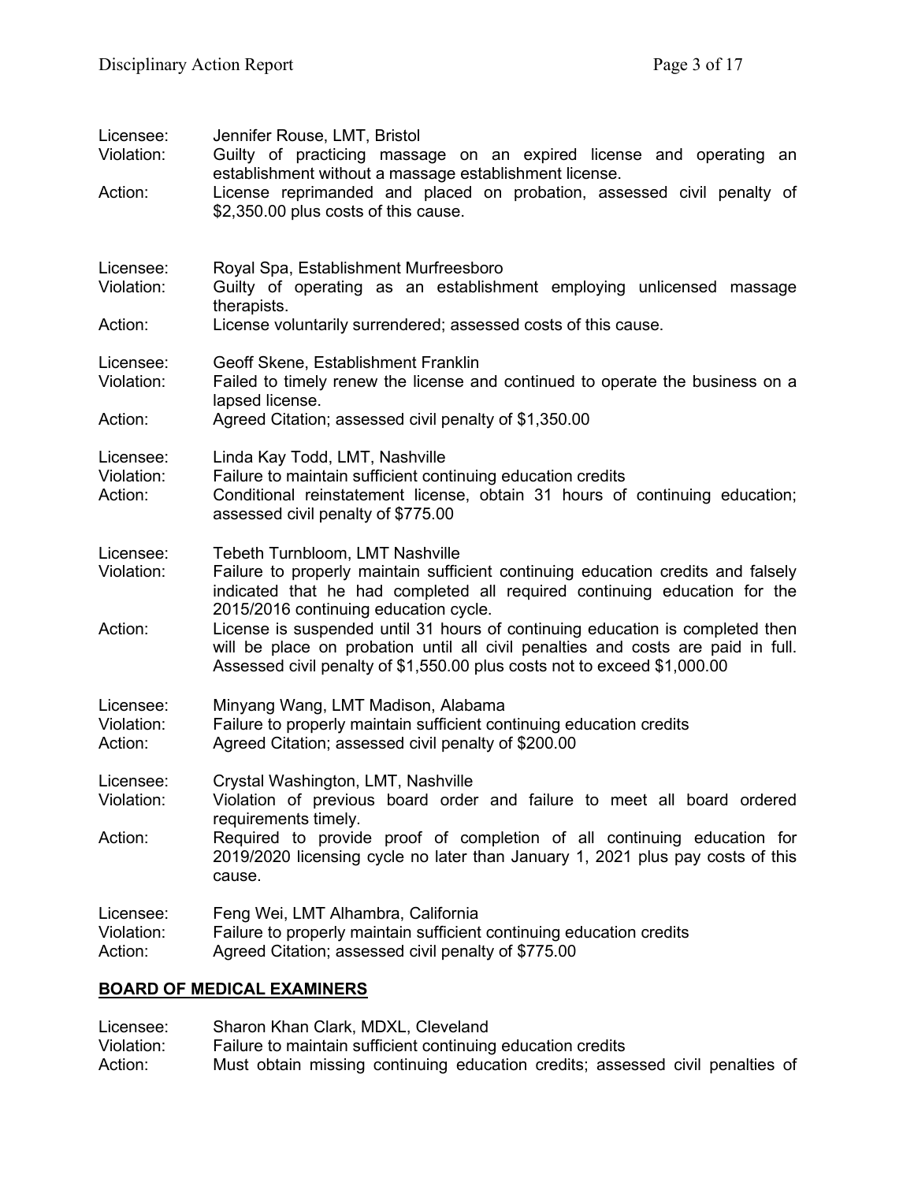Licensee: Jennifer Rouse, LMT, Bristol
Violation: Guilty of practicing massage on an expired license and operating an establishment without a massage establishment license.
Action: License reprimanded and placed on probation, assessed civil penalty of $2,350.00 plus costs of this cause.

Licensee: Royal Spa, Establishment Murfreesboro
Violation: Guilty of operating as an establishment employing unlicensed massage therapists.
Action: License voluntarily surrendered; assessed costs of this cause.

Licensee: Geoff Skene, Establishment Franklin
Violation: Failed to timely renew the license and continued to operate the business on a lapsed license.
Action: Agreed Citation; assessed civil penalty of $1,350.00

Licensee: Linda Kay Todd, LMT, Nashville
Violation: Failure to maintain sufficient continuing education credits
Action: Conditional reinstatement license, obtain 31 hours of continuing education; assessed civil penalty of $775.00

Licensee: Tebeth Turnbloom, LMT Nashville
Violation: Failure to properly maintain sufficient continuing education credits and falsely indicated that he had completed all required continuing education for the 2015/2016 continuing education cycle.
Action: License is suspended until 31 hours of continuing education is completed then will be place on probation until all civil penalties and costs are paid in full. Assessed civil penalty of $1,550.00 plus costs not to exceed $1,000.00

Licensee: Minyang Wang, LMT Madison, Alabama
Violation: Failure to properly maintain sufficient continuing education credits
Action: Agreed Citation; assessed civil penalty of $200.00

Licensee: Crystal Washington, LMT, Nashville
Violation: Violation of previous board order and failure to meet all board ordered requirements timely.
Action: Required to provide proof of completion of all continuing education for 2019/2020 licensing cycle no later than January 1, 2021 plus pay costs of this cause.

Licensee: Feng Wei, LMT Alhambra, California
Violation: Failure to properly maintain sufficient continuing education credits
Action: Agreed Citation; assessed civil penalty of $775.00

## BOARD OF MEDICAL EXAMINERS

Licensee: Sharon Khan Clark, MDXL, Cleveland
Violation: Failure to maintain sufficient continuing education credits
Action: Must obtain missing continuing education credits; assessed civil penalties of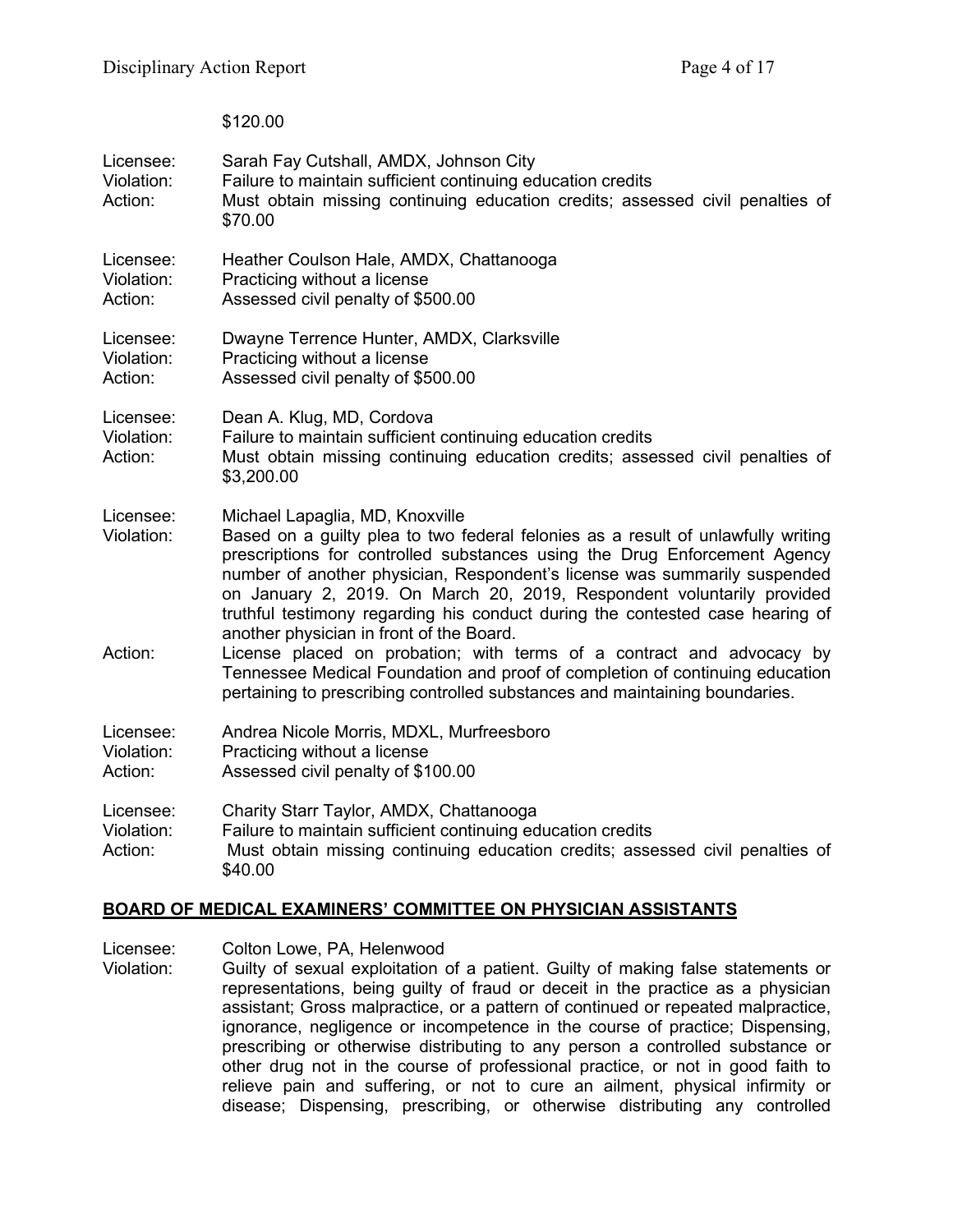$120.00

Licensee: Sarah Fay Cutshall, AMDX, Johnson City
Violation: Failure to maintain sufficient continuing education credits
Action: Must obtain missing continuing education credits; assessed civil penalties of $70.00

Licensee: Heather Coulson Hale, AMDX, Chattanooga
Violation: Practicing without a license
Action: Assessed civil penalty of $500.00

Licensee: Dwayne Terrence Hunter, AMDX, Clarksville
Violation: Practicing without a license
Action: Assessed civil penalty of $500.00

Licensee: Dean A. Klug, MD, Cordova
Violation: Failure to maintain sufficient continuing education credits
Action: Must obtain missing continuing education credits; assessed civil penalties of $3,200.00

Licensee: Michael Lapaglia, MD, Knoxville
Violation: Based on a guilty plea to two federal felonies as a result of unlawfully writing prescriptions for controlled substances using the Drug Enforcement Agency number of another physician, Respondent's license was summarily suspended on January 2, 2019. On March 20, 2019, Respondent voluntarily provided truthful testimony regarding his conduct during the contested case hearing of another physician in front of the Board.
Action: License placed on probation; with terms of a contract and advocacy by Tennessee Medical Foundation and proof of completion of continuing education pertaining to prescribing controlled substances and maintaining boundaries.

Licensee: Andrea Nicole Morris, MDXL, Murfreesboro
Violation: Practicing without a license
Action: Assessed civil penalty of $100.00

Licensee: Charity Starr Taylor, AMDX, Chattanooga
Violation: Failure to maintain sufficient continuing education credits
Action: Must obtain missing continuing education credits; assessed civil penalties of $40.00

## BOARD OF MEDICAL EXAMINERS' COMMITTEE ON PHYSICIAN ASSISTANTS

Licensee: Colton Lowe, PA, Helenwood
Violation: Guilty of sexual exploitation of a patient. Guilty of making false statements or representations, being guilty of fraud or deceit in the practice as a physician assistant; Gross malpractice, or a pattern of continued or repeated malpractice, ignorance, negligence or incompetence in the course of practice; Dispensing, prescribing or otherwise distributing to any person a controlled substance or other drug not in the course of professional practice, or not in good faith to relieve pain and suffering, or not to cure an ailment, physical infirmity or disease; Dispensing, prescribing, or otherwise distributing any controlled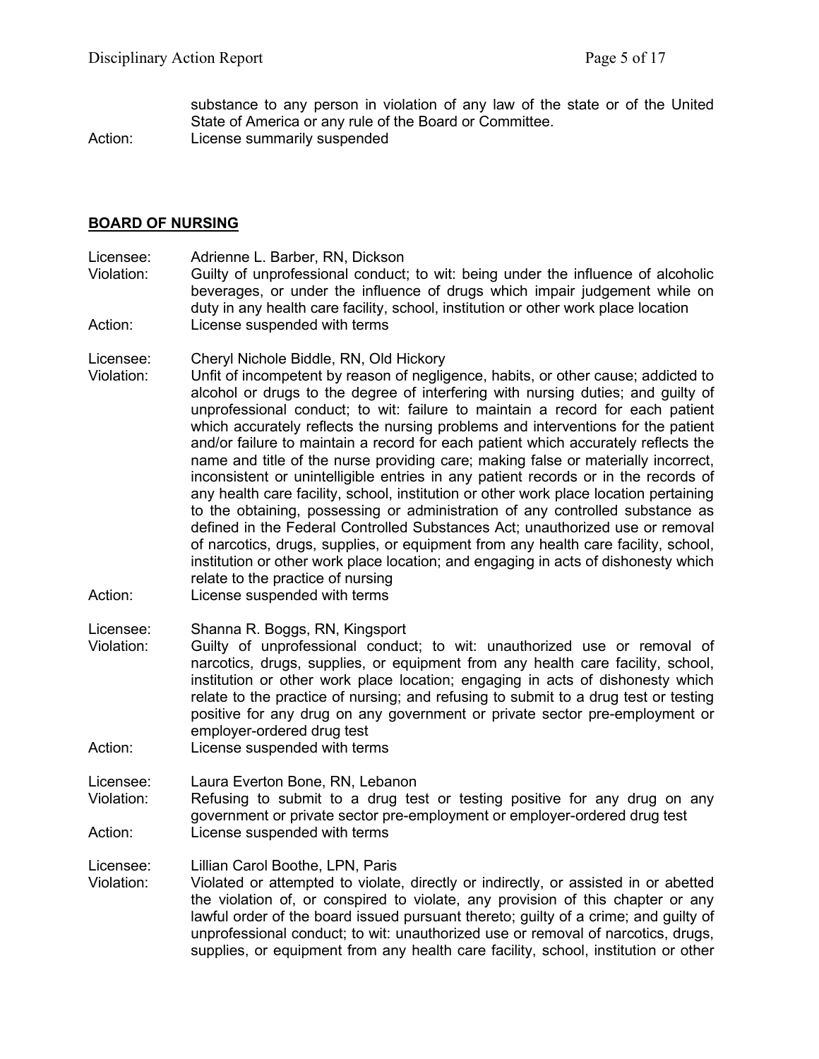substance to any person in violation of any law of the state or of the United State of America or any rule of the Board or Committee.
Action: License summarily suspended

## BOARD OF NURSING

Licensee: Adrienne L. Barber, RN, Dickson
Violation: Guilty of unprofessional conduct; to wit: being under the influence of alcoholic beverages, or under the influence of drugs which impair judgement while on duty in any health care facility, school, institution or other work place location
Action: License suspended with terms

Licensee: Cheryl Nichole Biddle, RN, Old Hickory
Violation: Unfit of incompetent by reason of negligence, habits, or other cause; addicted to alcohol or drugs to the degree of interfering with nursing duties; and guilty of unprofessional conduct; to wit: failure to maintain a record for each patient which accurately reflects the nursing problems and interventions for the patient and/or failure to maintain a record for each patient which accurately reflects the name and title of the nurse providing care; making false or materially incorrect, inconsistent or unintelligible entries in any patient records or in the records of any health care facility, school, institution or other work place location pertaining to the obtaining, possessing or administration of any controlled substance as defined in the Federal Controlled Substances Act; unauthorized use or removal of narcotics, drugs, supplies, or equipment from any health care facility, school, institution or other work place location; and engaging in acts of dishonesty which relate to the practice of nursing
Action: License suspended with terms

Licensee: Shanna R. Boggs, RN, Kingsport
Violation: Guilty of unprofessional conduct; to wit: unauthorized use or removal of narcotics, drugs, supplies, or equipment from any health care facility, school, institution or other work place location; engaging in acts of dishonesty which relate to the practice of nursing; and refusing to submit to a drug test or testing positive for any drug on any government or private sector pre-employment or employer-ordered drug test
Action: License suspended with terms

Licensee: Laura Everton Bone, RN, Lebanon
Violation: Refusing to submit to a drug test or testing positive for any drug on any government or private sector pre-employment or employer-ordered drug test
Action: License suspended with terms

Licensee: Lillian Carol Boothe, LPN, Paris
Violation: Violated or attempted to violate, directly or indirectly, or assisted in or abetted the violation of, or conspired to violate, any provision of this chapter or any lawful order of the board issued pursuant thereto; guilty of a crime; and guilty of unprofessional conduct; to wit: unauthorized use or removal of narcotics, drugs, supplies, or equipment from any health care facility, school, institution or other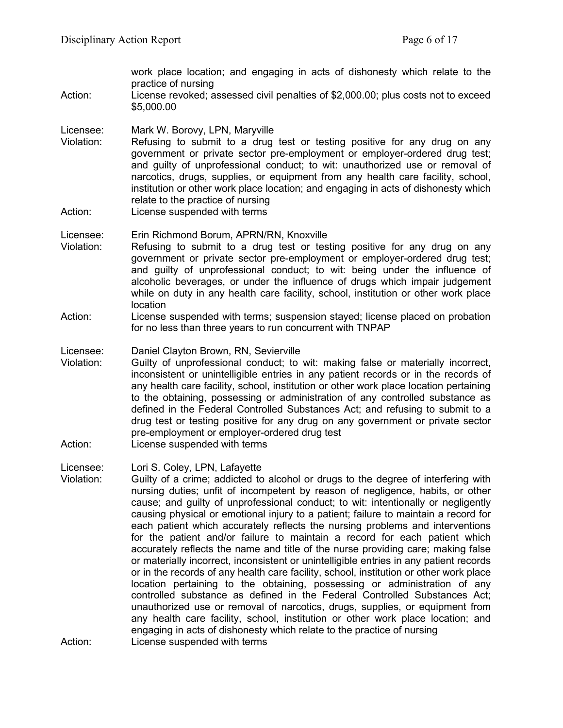work place location; and engaging in acts of dishonesty which relate to the practice of nursing

Action: License revoked; assessed civil penalties of $2,000.00; plus costs not to exceed $5,000.00

Licensee: Mark W. Borovy, LPN, Maryville

Violation: Refusing to submit to a drug test or testing positive for any drug on any government or private sector pre-employment or employer-ordered drug test; and guilty of unprofessional conduct; to wit: unauthorized use or removal of narcotics, drugs, supplies, or equipment from any health care facility, school, institution or other work place location; and engaging in acts of dishonesty which relate to the practice of nursing

Action: License suspended with terms

Licensee: Erin Richmond Borum, APRN/RN, Knoxville

Violation: Refusing to submit to a drug test or testing positive for any drug on any government or private sector pre-employment or employer-ordered drug test; and guilty of unprofessional conduct; to wit: being under the influence of alcoholic beverages, or under the influence of drugs which impair judgement while on duty in any health care facility, school, institution or other work place location

Action: License suspended with terms; suspension stayed; license placed on probation for no less than three years to run concurrent with TNPAP

Licensee: Daniel Clayton Brown, RN, Sevierville

Violation: Guilty of unprofessional conduct; to wit: making false or materially incorrect, inconsistent or unintelligible entries in any patient records or in the records of any health care facility, school, institution or other work place location pertaining to the obtaining, possessing or administration of any controlled substance as defined in the Federal Controlled Substances Act; and refusing to submit to a drug test or testing positive for any drug on any government or private sector pre-employment or employer-ordered drug test

Action: License suspended with terms

Licensee: Lori S. Coley, LPN, Lafayette

Violation: Guilty of a crime; addicted to alcohol or drugs to the degree of interfering with nursing duties; unfit of incompetent by reason of negligence, habits, or other cause; and guilty of unprofessional conduct; to wit: intentionally or negligently causing physical or emotional injury to a patient; failure to maintain a record for each patient which accurately reflects the nursing problems and interventions for the patient and/or failure to maintain a record for each patient which accurately reflects the name and title of the nurse providing care; making false or materially incorrect, inconsistent or unintelligible entries in any patient records or in the records of any health care facility, school, institution or other work place location pertaining to the obtaining, possessing or administration of any controlled substance as defined in the Federal Controlled Substances Act; unauthorized use or removal of narcotics, drugs, supplies, or equipment from any health care facility, school, institution or other work place location; and engaging in acts of dishonesty which relate to the practice of nursing

Action: License suspended with terms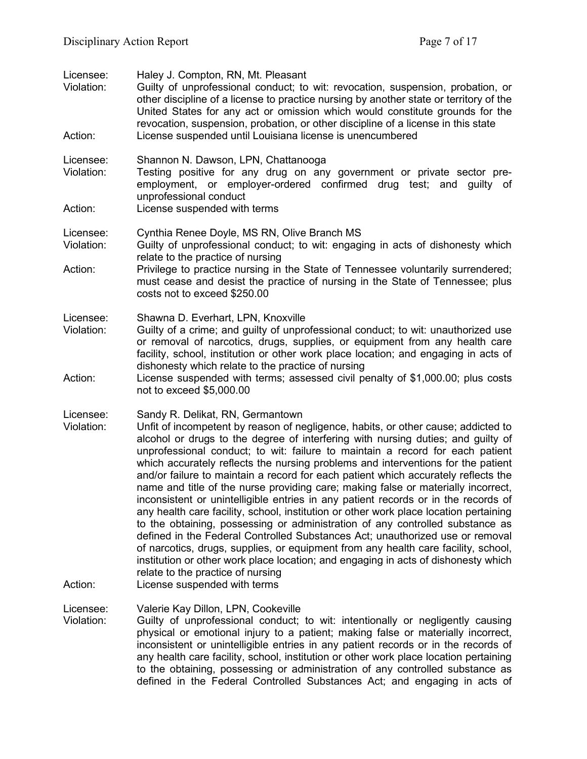Licensee: Haley J. Compton, RN, Mt. Pleasant
Violation: Guilty of unprofessional conduct; to wit: revocation, suspension, probation, or other discipline of a license to practice nursing by another state or territory of the United States for any act or omission which would constitute grounds for the revocation, suspension, probation, or other discipline of a license in this state
Action: License suspended until Louisiana license is unencumbered

Licensee: Shannon N. Dawson, LPN, Chattanooga
Violation: Testing positive for any drug on any government or private sector pre-employment, or employer-ordered confirmed drug test; and guilty of unprofessional conduct
Action: License suspended with terms

Licensee: Cynthia Renee Doyle, MS RN, Olive Branch MS
Violation: Guilty of unprofessional conduct; to wit: engaging in acts of dishonesty which relate to the practice of nursing
Action: Privilege to practice nursing in the State of Tennessee voluntarily surrendered; must cease and desist the practice of nursing in the State of Tennessee; plus costs not to exceed $250.00

Licensee: Shawna D. Everhart, LPN, Knoxville
Violation: Guilty of a crime; and guilty of unprofessional conduct; to wit: unauthorized use or removal of narcotics, drugs, supplies, or equipment from any health care facility, school, institution or other work place location; and engaging in acts of dishonesty which relate to the practice of nursing
Action: License suspended with terms; assessed civil penalty of $1,000.00; plus costs not to exceed $5,000.00

Licensee: Sandy R. Delikat, RN, Germantown
Violation: Unfit of incompetent by reason of negligence, habits, or other cause; addicted to alcohol or drugs to the degree of interfering with nursing duties; and guilty of unprofessional conduct; to wit: failure to maintain a record for each patient which accurately reflects the nursing problems and interventions for the patient and/or failure to maintain a record for each patient which accurately reflects the name and title of the nurse providing care; making false or materially incorrect, inconsistent or unintelligible entries in any patient records or in the records of any health care facility, school, institution or other work place location pertaining to the obtaining, possessing or administration of any controlled substance as defined in the Federal Controlled Substances Act; unauthorized use or removal of narcotics, drugs, supplies, or equipment from any health care facility, school, institution or other work place location; and engaging in acts of dishonesty which relate to the practice of nursing
Action: License suspended with terms

Licensee: Valerie Kay Dillon, LPN, Cookeville
Violation: Guilty of unprofessional conduct; to wit: intentionally or negligently causing physical or emotional injury to a patient; making false or materially incorrect, inconsistent or unintelligible entries in any patient records or in the records of any health care facility, school, institution or other work place location pertaining to the obtaining, possessing or administration of any controlled substance as defined in the Federal Controlled Substances Act; and engaging in acts of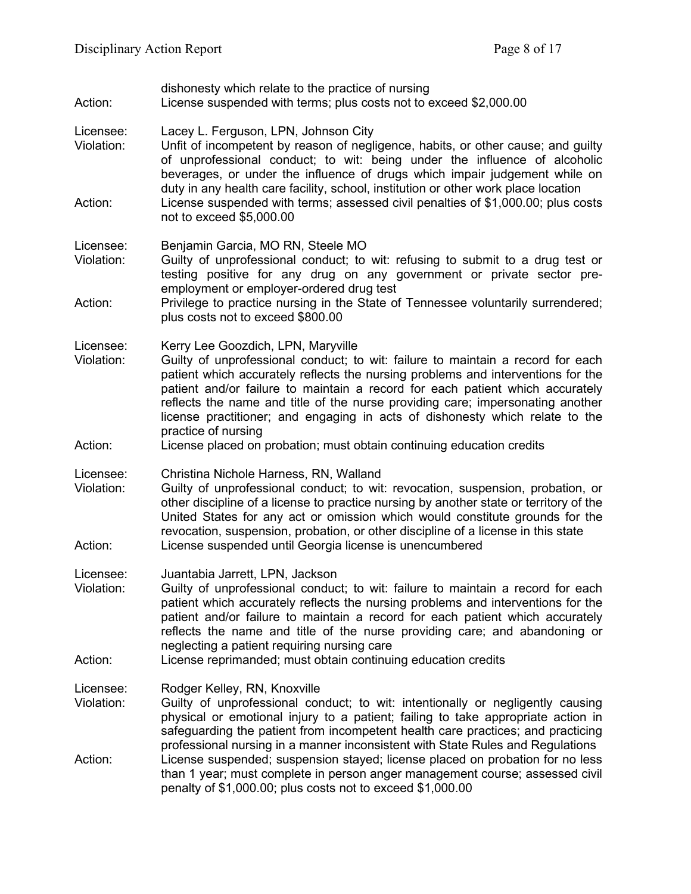dishonesty which relate to the practice of nursing

Action: License suspended with terms; plus costs not to exceed $2,000.00

Licensee: Lacey L. Ferguson, LPN, Johnson City
Violation: Unfit of incompetent by reason of negligence, habits, or other cause; and guilty of unprofessional conduct; to wit: being under the influence of alcoholic beverages, or under the influence of drugs which impair judgement while on duty in any health care facility, school, institution or other work place location
Action: License suspended with terms; assessed civil penalties of $1,000.00; plus costs not to exceed $5,000.00

Licensee: Benjamin Garcia, MO RN, Steele MO
Violation: Guilty of unprofessional conduct; to wit: refusing to submit to a drug test or testing positive for any drug on any government or private sector pre-employment or employer-ordered drug test
Action: Privilege to practice nursing in the State of Tennessee voluntarily surrendered; plus costs not to exceed $800.00

Licensee: Kerry Lee Goozdich, LPN, Maryville
Violation: Guilty of unprofessional conduct; to wit: failure to maintain a record for each patient which accurately reflects the nursing problems and interventions for the patient and/or failure to maintain a record for each patient which accurately reflects the name and title of the nurse providing care; impersonating another license practitioner; and engaging in acts of dishonesty which relate to the practice of nursing
Action: License placed on probation; must obtain continuing education credits

Licensee: Christina Nichole Harness, RN, Walland
Violation: Guilty of unprofessional conduct; to wit: revocation, suspension, probation, or other discipline of a license to practice nursing by another state or territory of the United States for any act or omission which would constitute grounds for the revocation, suspension, probation, or other discipline of a license in this state
Action: License suspended until Georgia license is unencumbered

Licensee: Juantabia Jarrett, LPN, Jackson
Violation: Guilty of unprofessional conduct; to wit: failure to maintain a record for each patient which accurately reflects the nursing problems and interventions for the patient and/or failure to maintain a record for each patient which accurately reflects the name and title of the nurse providing care; and abandoning or neglecting a patient requiring nursing care
Action: License reprimanded; must obtain continuing education credits

Licensee: Rodger Kelley, RN, Knoxville
Violation: Guilty of unprofessional conduct; to wit: intentionally or negligently causing physical or emotional injury to a patient; failing to take appropriate action in safeguarding the patient from incompetent health care practices; and practicing professional nursing in a manner inconsistent with State Rules and Regulations
Action: License suspended; suspension stayed; license placed on probation for no less than 1 year; must complete in person anger management course; assessed civil penalty of $1,000.00; plus costs not to exceed $1,000.00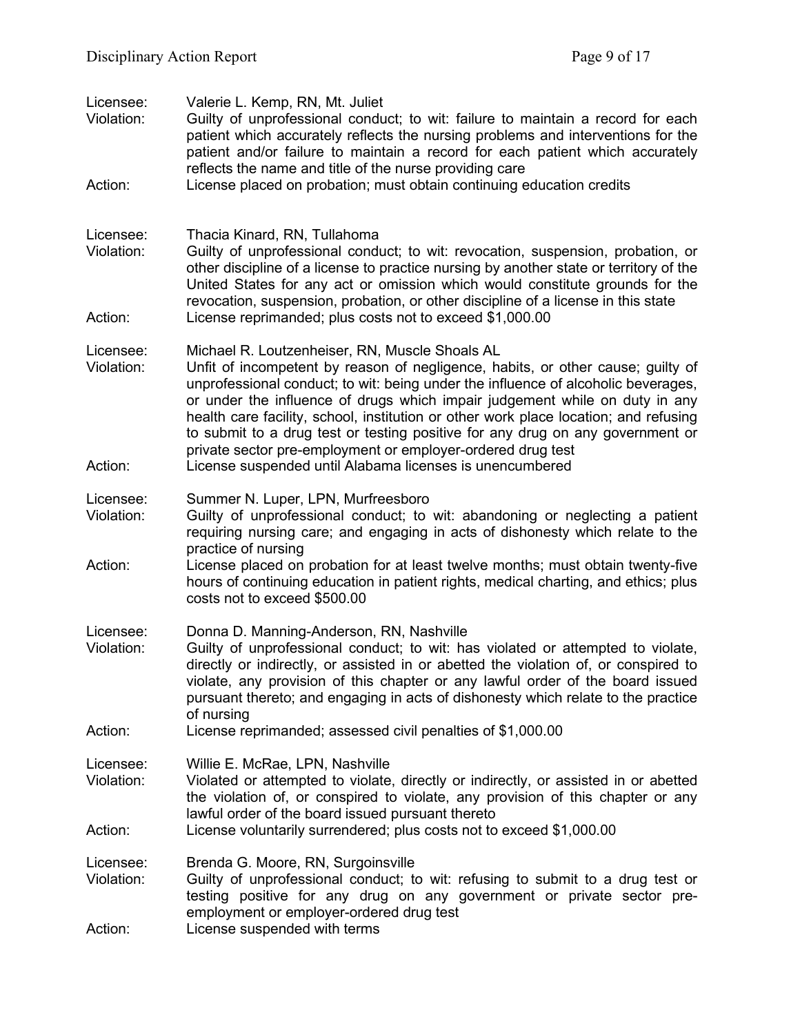Licensee: Valerie L. Kemp, RN, Mt. Juliet
Violation: Guilty of unprofessional conduct; to wit: failure to maintain a record for each patient which accurately reflects the nursing problems and interventions for the patient and/or failure to maintain a record for each patient which accurately reflects the name and title of the nurse providing care
Action: License placed on probation; must obtain continuing education credits

Licensee: Thacia Kinard, RN, Tullahoma
Violation: Guilty of unprofessional conduct; to wit: revocation, suspension, probation, or other discipline of a license to practice nursing by another state or territory of the United States for any act or omission which would constitute grounds for the revocation, suspension, probation, or other discipline of a license in this state
Action: License reprimanded; plus costs not to exceed $1,000.00

Licensee: Michael R. Loutzenheiser, RN, Muscle Shoals AL
Violation: Unfit of incompetent by reason of negligence, habits, or other cause; guilty of unprofessional conduct; to wit: being under the influence of alcoholic beverages, or under the influence of drugs which impair judgement while on duty in any health care facility, school, institution or other work place location; and refusing to submit to a drug test or testing positive for any drug on any government or private sector pre-employment or employer-ordered drug test
Action: License suspended until Alabama licenses is unencumbered

Licensee: Summer N. Luper, LPN, Murfreesboro
Violation: Guilty of unprofessional conduct; to wit: abandoning or neglecting a patient requiring nursing care; and engaging in acts of dishonesty which relate to the practice of nursing
Action: License placed on probation for at least twelve months; must obtain twenty-five hours of continuing education in patient rights, medical charting, and ethics; plus costs not to exceed $500.00

Licensee: Donna D. Manning-Anderson, RN, Nashville
Violation: Guilty of unprofessional conduct; to wit: has violated or attempted to violate, directly or indirectly, or assisted in or abetted the violation of, or conspired to violate, any provision of this chapter or any lawful order of the board issued pursuant thereto; and engaging in acts of dishonesty which relate to the practice of nursing
Action: License reprimanded; assessed civil penalties of $1,000.00

Licensee: Willie E. McRae, LPN, Nashville
Violation: Violated or attempted to violate, directly or indirectly, or assisted in or abetted the violation of, or conspired to violate, any provision of this chapter or any lawful order of the board issued pursuant thereto
Action: License voluntarily surrendered; plus costs not to exceed $1,000.00

Licensee: Brenda G. Moore, RN, Surgoinsville
Violation: Guilty of unprofessional conduct; to wit: refusing to submit to a drug test or testing positive for any drug on any government or private sector pre-employment or employer-ordered drug test
Action: License suspended with terms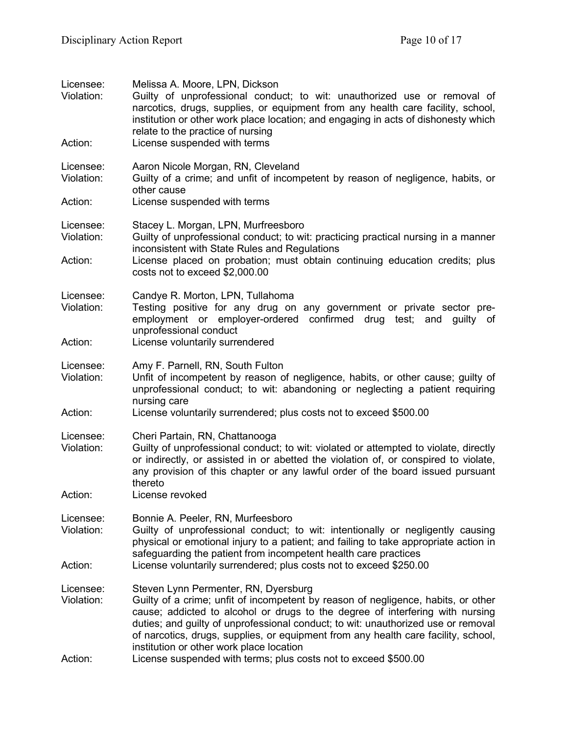Licensee: Melissa A. Moore, LPN, Dickson
Violation: Guilty of unprofessional conduct; to wit: unauthorized use or removal of narcotics, drugs, supplies, or equipment from any health care facility, school, institution or other work place location; and engaging in acts of dishonesty which relate to the practice of nursing
Action: License suspended with terms

Licensee: Aaron Nicole Morgan, RN, Cleveland
Violation: Guilty of a crime; and unfit of incompetent by reason of negligence, habits, or other cause
Action: License suspended with terms

Licensee: Stacey L. Morgan, LPN, Murfreesboro
Violation: Guilty of unprofessional conduct; to wit: practicing practical nursing in a manner inconsistent with State Rules and Regulations
Action: License placed on probation; must obtain continuing education credits; plus costs not to exceed $2,000.00

Licensee: Candye R. Morton, LPN, Tullahoma
Violation: Testing positive for any drug on any government or private sector pre-employment or employer-ordered confirmed drug test; and guilty of unprofessional conduct
Action: License voluntarily surrendered

Licensee: Amy F. Parnell, RN, South Fulton
Violation: Unfit of incompetent by reason of negligence, habits, or other cause; guilty of unprofessional conduct; to wit: abandoning or neglecting a patient requiring nursing care
Action: License voluntarily surrendered; plus costs not to exceed $500.00

Licensee: Cheri Partain, RN, Chattanooga
Violation: Guilty of unprofessional conduct; to wit: violated or attempted to violate, directly or indirectly, or assisted in or abetted the violation of, or conspired to violate, any provision of this chapter or any lawful order of the board issued pursuant thereto
Action: License revoked

Licensee: Bonnie A. Peeler, RN, Murfeesboro
Violation: Guilty of unprofessional conduct; to wit: intentionally or negligently causing physical or emotional injury to a patient; and failing to take appropriate action in safeguarding the patient from incompetent health care practices
Action: License voluntarily surrendered; plus costs not to exceed $250.00

Licensee: Steven Lynn Permenter, RN, Dyersburg
Violation: Guilty of a crime; unfit of incompetent by reason of negligence, habits, or other cause; addicted to alcohol or drugs to the degree of interfering with nursing duties; and guilty of unprofessional conduct; to wit: unauthorized use or removal of narcotics, drugs, supplies, or equipment from any health care facility, school, institution or other work place location
Action: License suspended with terms; plus costs not to exceed $500.00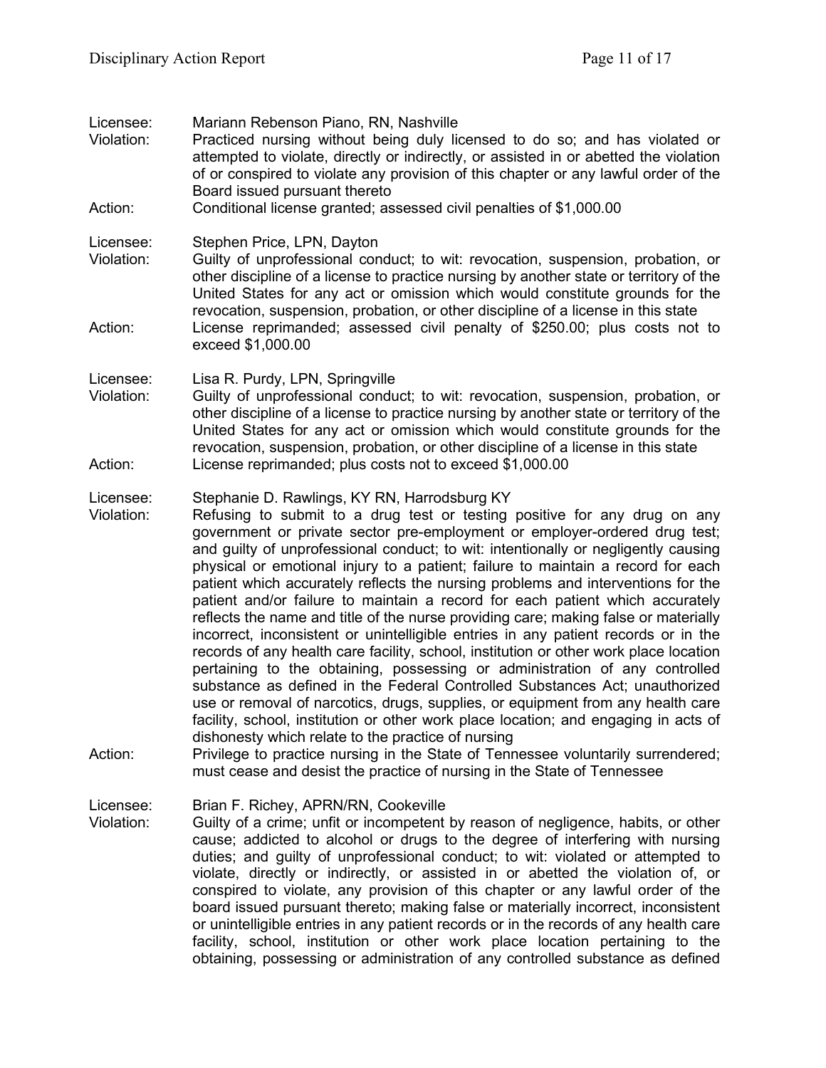Licensee: Mariann Rebenson Piano, RN, Nashville
Violation: Practiced nursing without being duly licensed to do so; and has violated or attempted to violate, directly or indirectly, or assisted in or abetted the violation of or conspired to violate any provision of this chapter or any lawful order of the Board issued pursuant thereto
Action: Conditional license granted; assessed civil penalties of $1,000.00

Licensee: Stephen Price, LPN, Dayton
Violation: Guilty of unprofessional conduct; to wit: revocation, suspension, probation, or other discipline of a license to practice nursing by another state or territory of the United States for any act or omission which would constitute grounds for the revocation, suspension, probation, or other discipline of a license in this state
Action: License reprimanded; assessed civil penalty of $250.00; plus costs not to exceed $1,000.00

Licensee: Lisa R. Purdy, LPN, Springville
Violation: Guilty of unprofessional conduct; to wit: revocation, suspension, probation, or other discipline of a license to practice nursing by another state or territory of the United States for any act or omission which would constitute grounds for the revocation, suspension, probation, or other discipline of a license in this state
Action: License reprimanded; plus costs not to exceed $1,000.00

Licensee: Stephanie D. Rawlings, KY RN, Harrodsburg KY
Violation: Refusing to submit to a drug test or testing positive for any drug on any government or private sector pre-employment or employer-ordered drug test; and guilty of unprofessional conduct; to wit: intentionally or negligently causing physical or emotional injury to a patient; failure to maintain a record for each patient which accurately reflects the nursing problems and interventions for the patient and/or failure to maintain a record for each patient which accurately reflects the name and title of the nurse providing care; making false or materially incorrect, inconsistent or unintelligible entries in any patient records or in the records of any health care facility, school, institution or other work place location pertaining to the obtaining, possessing or administration of any controlled substance as defined in the Federal Controlled Substances Act; unauthorized use or removal of narcotics, drugs, supplies, or equipment from any health care facility, school, institution or other work place location; and engaging in acts of dishonesty which relate to the practice of nursing
Action: Privilege to practice nursing in the State of Tennessee voluntarily surrendered; must cease and desist the practice of nursing in the State of Tennessee

Licensee: Brian F. Richey, APRN/RN, Cookeville
Violation: Guilty of a crime; unfit or incompetent by reason of negligence, habits, or other cause; addicted to alcohol or drugs to the degree of interfering with nursing duties; and guilty of unprofessional conduct; to wit: violated or attempted to violate, directly or indirectly, or assisted in or abetted the violation of, or conspired to violate, any provision of this chapter or any lawful order of the board issued pursuant thereto; making false or materially incorrect, inconsistent or unintelligible entries in any patient records or in the records of any health care facility, school, institution or other work place location pertaining to the obtaining, possessing or administration of any controlled substance as defined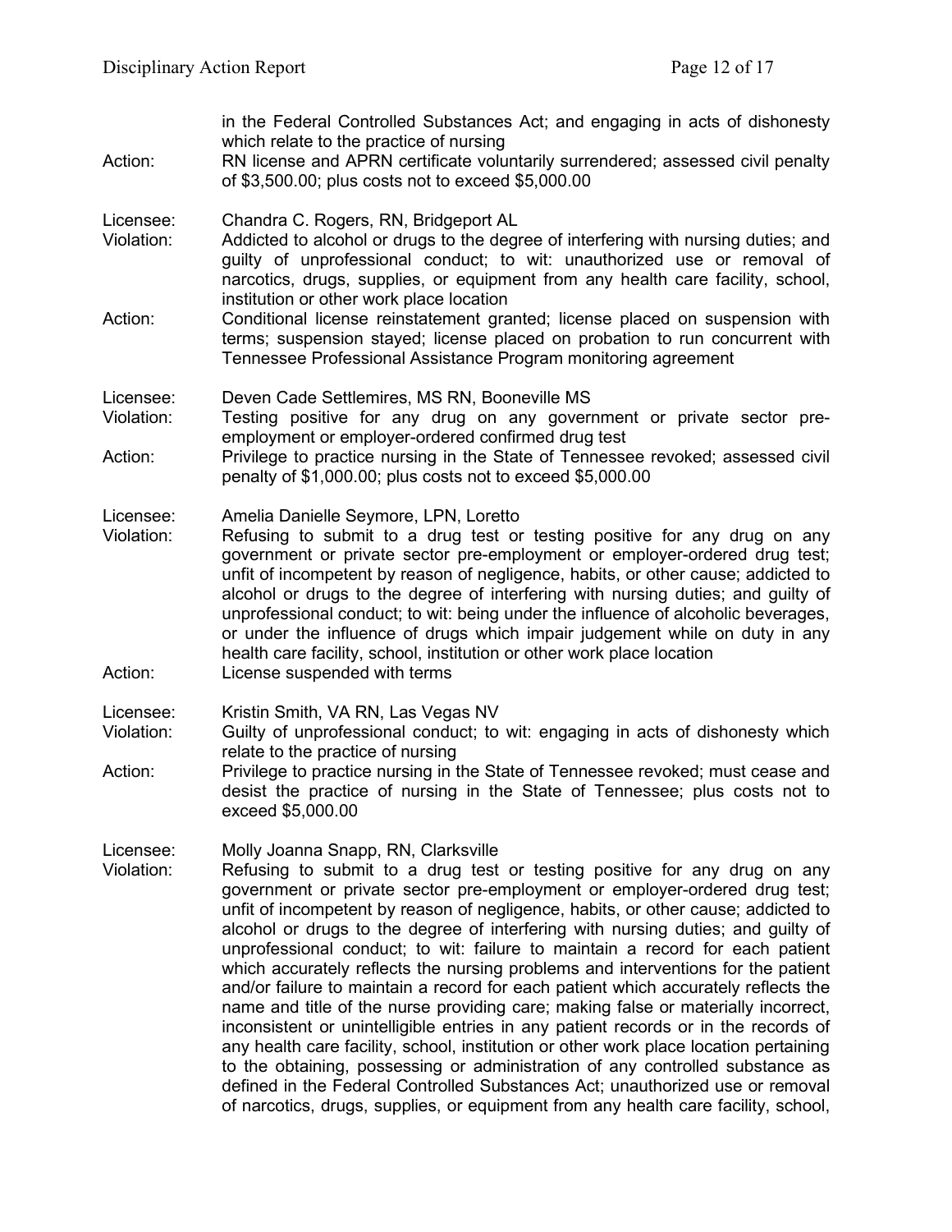in the Federal Controlled Substances Act; and engaging in acts of dishonesty which relate to the practice of nursing

Action: RN license and APRN certificate voluntarily surrendered; assessed civil penalty of $3,500.00; plus costs not to exceed $5,000.00

Licensee: Chandra C. Rogers, RN, Bridgeport AL

Violation: Addicted to alcohol or drugs to the degree of interfering with nursing duties; and guilty of unprofessional conduct; to wit: unauthorized use or removal of narcotics, drugs, supplies, or equipment from any health care facility, school, institution or other work place location

Action: Conditional license reinstatement granted; license placed on suspension with terms; suspension stayed; license placed on probation to run concurrent with Tennessee Professional Assistance Program monitoring agreement

Licensee: Deven Cade Settlemires, MS RN, Booneville MS

Violation: Testing positive for any drug on any government or private sector pre-employment or employer-ordered confirmed drug test

Action: Privilege to practice nursing in the State of Tennessee revoked; assessed civil penalty of $1,000.00; plus costs not to exceed $5,000.00

Licensee: Amelia Danielle Seymore, LPN, Loretto

Violation: Refusing to submit to a drug test or testing positive for any drug on any government or private sector pre-employment or employer-ordered drug test; unfit of incompetent by reason of negligence, habits, or other cause; addicted to alcohol or drugs to the degree of interfering with nursing duties; and guilty of unprofessional conduct; to wit: being under the influence of alcoholic beverages, or under the influence of drugs which impair judgement while on duty in any health care facility, school, institution or other work place location

Action: License suspended with terms

Licensee: Kristin Smith, VA RN, Las Vegas NV

Violation: Guilty of unprofessional conduct; to wit: engaging in acts of dishonesty which relate to the practice of nursing

Action: Privilege to practice nursing in the State of Tennessee revoked; must cease and desist the practice of nursing in the State of Tennessee; plus costs not to exceed $5,000.00

Licensee: Molly Joanna Snapp, RN, Clarksville

Violation: Refusing to submit to a drug test or testing positive for any drug on any government or private sector pre-employment or employer-ordered drug test; unfit of incompetent by reason of negligence, habits, or other cause; addicted to alcohol or drugs to the degree of interfering with nursing duties; and guilty of unprofessional conduct; to wit: failure to maintain a record for each patient which accurately reflects the nursing problems and interventions for the patient and/or failure to maintain a record for each patient which accurately reflects the name and title of the nurse providing care; making false or materially incorrect, inconsistent or unintelligible entries in any patient records or in the records of any health care facility, school, institution or other work place location pertaining to the obtaining, possessing or administration of any controlled substance as defined in the Federal Controlled Substances Act; unauthorized use or removal of narcotics, drugs, supplies, or equipment from any health care facility, school,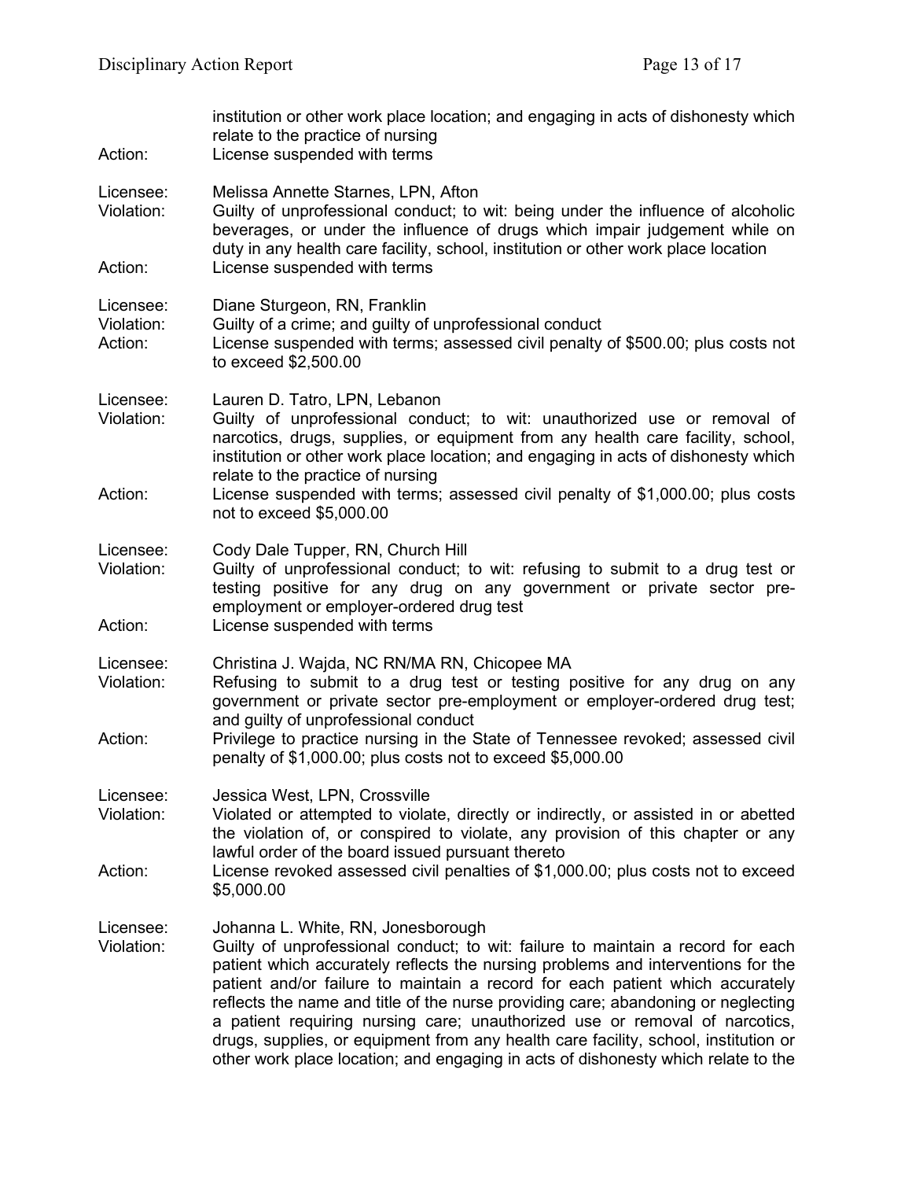| | |
|---|---|
| | institution or other work place location; and engaging in acts of dishonesty which relate to the practice of nursing |
| Action: | License suspended with terms |
| | |
| Licensee: | Melissa Annette Starnes, LPN, Afton |
| Violation: | Guilty of unprofessional conduct; to wit: being under the influence of alcoholic beverages, or under the influence of drugs which impair judgement while on duty in any health care facility, school, institution or other work place location |
| Action: | License suspended with terms |
| | |
| Licensee: | Diane Sturgeon, RN, Franklin |
| Violation: | Guilty of a crime; and guilty of unprofessional conduct |
| Action: | License suspended with terms; assessed civil penalty of $500.00; plus costs not to exceed $2,500.00 |
| | |
| Licensee: | Lauren D. Tatro, LPN, Lebanon |
| Violation: | Guilty of unprofessional conduct; to wit: unauthorized use or removal of narcotics, drugs, supplies, or equipment from any health care facility, school, institution or other work place location; and engaging in acts of dishonesty which relate to the practice of nursing |
| Action: | License suspended with terms; assessed civil penalty of $1,000.00; plus costs not to exceed $5,000.00 |
| | |
| Licensee: | Cody Dale Tupper, RN, Church Hill |
| Violation: | Guilty of unprofessional conduct; to wit: refusing to submit to a drug test or testing positive for any drug on any government or private sector pre-employment or employer-ordered drug test |
| Action: | License suspended with terms |
| | |
| Licensee: | Christina J. Wajda, NC RN/MA RN, Chicopee MA |
| Violation: | Refusing to submit to a drug test or testing positive for any drug on any government or private sector pre-employment or employer-ordered drug test; and guilty of unprofessional conduct |
| Action: | Privilege to practice nursing in the State of Tennessee revoked; assessed civil penalty of $1,000.00; plus costs not to exceed $5,000.00 |
| | |
| Licensee: | Jessica West, LPN, Crossville |
| Violation: | Violated or attempted to violate, directly or indirectly, or assisted in or abetted the violation of, or conspired to violate, any provision of this chapter or any lawful order of the board issued pursuant thereto |
| Action: | License revoked assessed civil penalties of $1,000.00; plus costs not to exceed $5,000.00 |
| | |
| Licensee: | Johanna L. White, RN, Jonesborough |
| Violation: | Guilty of unprofessional conduct; to wit: failure to maintain a record for each patient which accurately reflects the nursing problems and interventions for the patient and/or failure to maintain a record for each patient which accurately reflects the name and title of the nurse providing care; abandoning or neglecting a patient requiring nursing care; unauthorized use or removal of narcotics, drugs, supplies, or equipment from any health care facility, school, institution or other work place location; and engaging in acts of dishonesty which relate to the |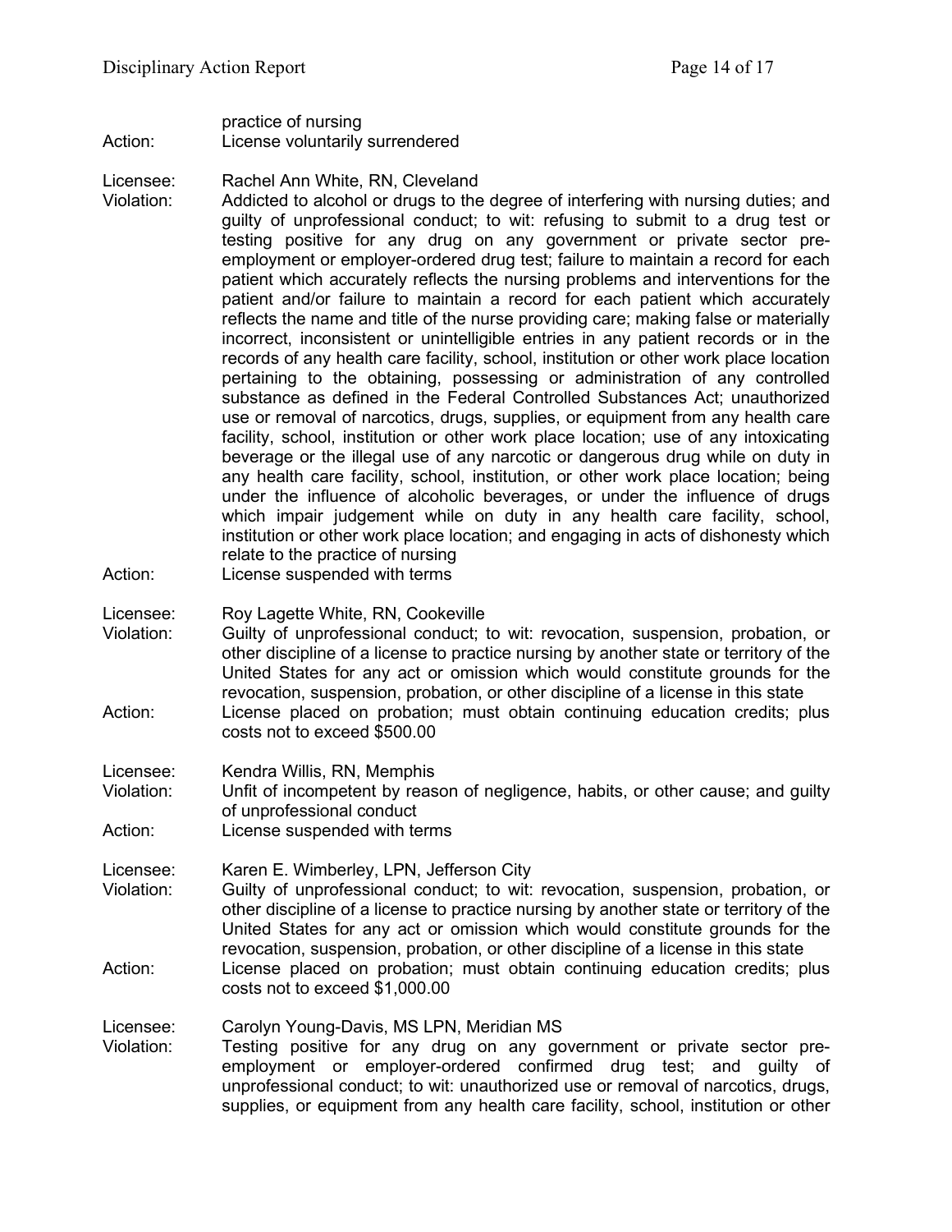practice of nursing

Action: License voluntarily surrendered

Licensee: Rachel Ann White, RN, Cleveland

Violation: Addicted to alcohol or drugs to the degree of interfering with nursing duties; and guilty of unprofessional conduct; to wit: refusing to submit to a drug test or testing positive for any drug on any government or private sector pre-employment or employer-ordered drug test; failure to maintain a record for each patient which accurately reflects the nursing problems and interventions for the patient and/or failure to maintain a record for each patient which accurately reflects the name and title of the nurse providing care; making false or materially incorrect, inconsistent or unintelligible entries in any patient records or in the records of any health care facility, school, institution or other work place location pertaining to the obtaining, possessing or administration of any controlled substance as defined in the Federal Controlled Substances Act; unauthorized use or removal of narcotics, drugs, supplies, or equipment from any health care facility, school, institution or other work place location; use of any intoxicating beverage or the illegal use of any narcotic or dangerous drug while on duty in any health care facility, school, institution, or other work place location; being under the influence of alcoholic beverages, or under the influence of drugs which impair judgement while on duty in any health care facility, school, institution or other work place location; and engaging in acts of dishonesty which relate to the practice of nursing

Action: License suspended with terms

Licensee: Roy Lagette White, RN, Cookeville

Violation: Guilty of unprofessional conduct; to wit: revocation, suspension, probation, or other discipline of a license to practice nursing by another state or territory of the United States for any act or omission which would constitute grounds for the revocation, suspension, probation, or other discipline of a license in this state

Action: License placed on probation; must obtain continuing education credits; plus costs not to exceed $500.00

Licensee: Kendra Willis, RN, Memphis

Violation: Unfit of incompetent by reason of negligence, habits, or other cause; and guilty of unprofessional conduct

Action: License suspended with terms

Licensee: Karen E. Wimberley, LPN, Jefferson City

Violation: Guilty of unprofessional conduct; to wit: revocation, suspension, probation, or other discipline of a license to practice nursing by another state or territory of the United States for any act or omission which would constitute grounds for the revocation, suspension, probation, or other discipline of a license in this state

Action: License placed on probation; must obtain continuing education credits; plus costs not to exceed $1,000.00

Licensee: Carolyn Young-Davis, MS LPN, Meridian MS

Violation: Testing positive for any drug on any government or private sector pre-employment or employer-ordered confirmed drug test; and guilty of unprofessional conduct; to wit: unauthorized use or removal of narcotics, drugs, supplies, or equipment from any health care facility, school, institution or other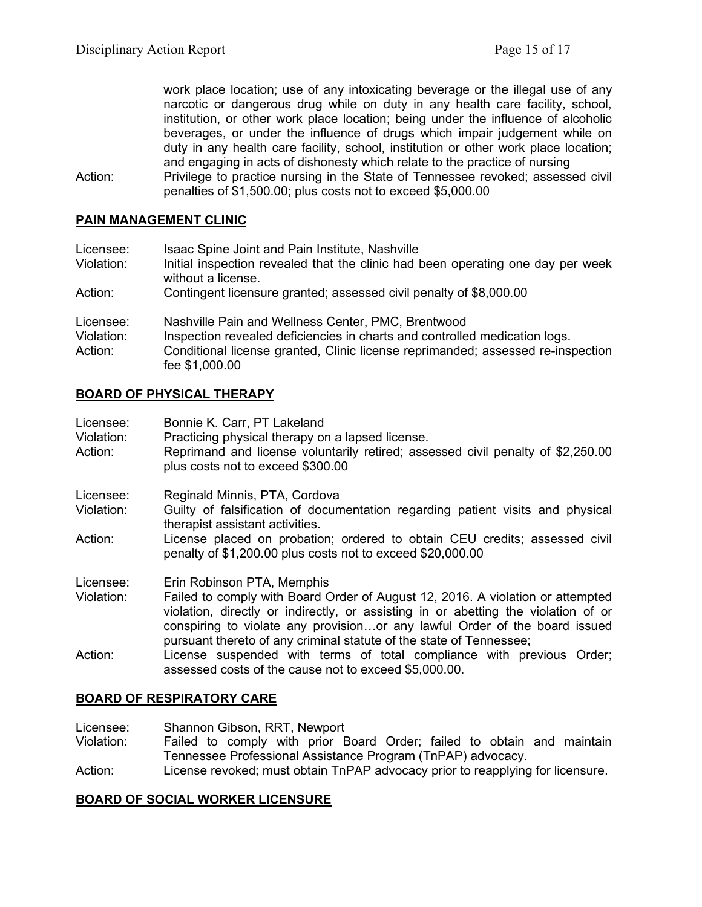work place location; use of any intoxicating beverage or the illegal use of any narcotic or dangerous drug while on duty in any health care facility, school, institution, or other work place location; being under the influence of alcoholic beverages, or under the influence of drugs which impair judgement while on duty in any health care facility, school, institution or other work place location; and engaging in acts of dishonesty which relate to the practice of nursing

Action: Privilege to practice nursing in the State of Tennessee revoked; assessed civil penalties of $1,500.00; plus costs not to exceed $5,000.00

## PAIN MANAGEMENT CLINIC

Licensee: Isaac Spine Joint and Pain Institute, Nashville
Violation: Initial inspection revealed that the clinic had been operating one day per week without a license.
Action: Contingent licensure granted; assessed civil penalty of $8,000.00

Licensee: Nashville Pain and Wellness Center, PMC, Brentwood
Violation: Inspection revealed deficiencies in charts and controlled medication logs.
Action: Conditional license granted, Clinic license reprimanded; assessed re-inspection fee $1,000.00

## BOARD OF PHYSICAL THERAPY

Licensee: Bonnie K. Carr, PT Lakeland
Violation: Practicing physical therapy on a lapsed license.
Action: Reprimand and license voluntarily retired; assessed civil penalty of $2,250.00 plus costs not to exceed $300.00

Licensee: Reginald Minnis, PTA, Cordova
Violation: Guilty of falsification of documentation regarding patient visits and physical therapist assistant activities.
Action: License placed on probation; ordered to obtain CEU credits; assessed civil penalty of $1,200.00 plus costs not to exceed $20,000.00

Licensee: Erin Robinson PTA, Memphis
Violation: Failed to comply with Board Order of August 12, 2016. A violation or attempted violation, directly or indirectly, or assisting in or abetting the violation of or conspiring to violate any provision…or any lawful Order of the board issued pursuant thereto of any criminal statute of the state of Tennessee;
Action: License suspended with terms of total compliance with previous Order; assessed costs of the cause not to exceed $5,000.00.

## BOARD OF RESPIRATORY CARE

Licensee: Shannon Gibson, RRT, Newport
Violation: Failed to comply with prior Board Order; failed to obtain and maintain Tennessee Professional Assistance Program (TnPAP) advocacy.
Action: License revoked; must obtain TnPAP advocacy prior to reapplying for licensure.

## BOARD OF SOCIAL WORKER LICENSURE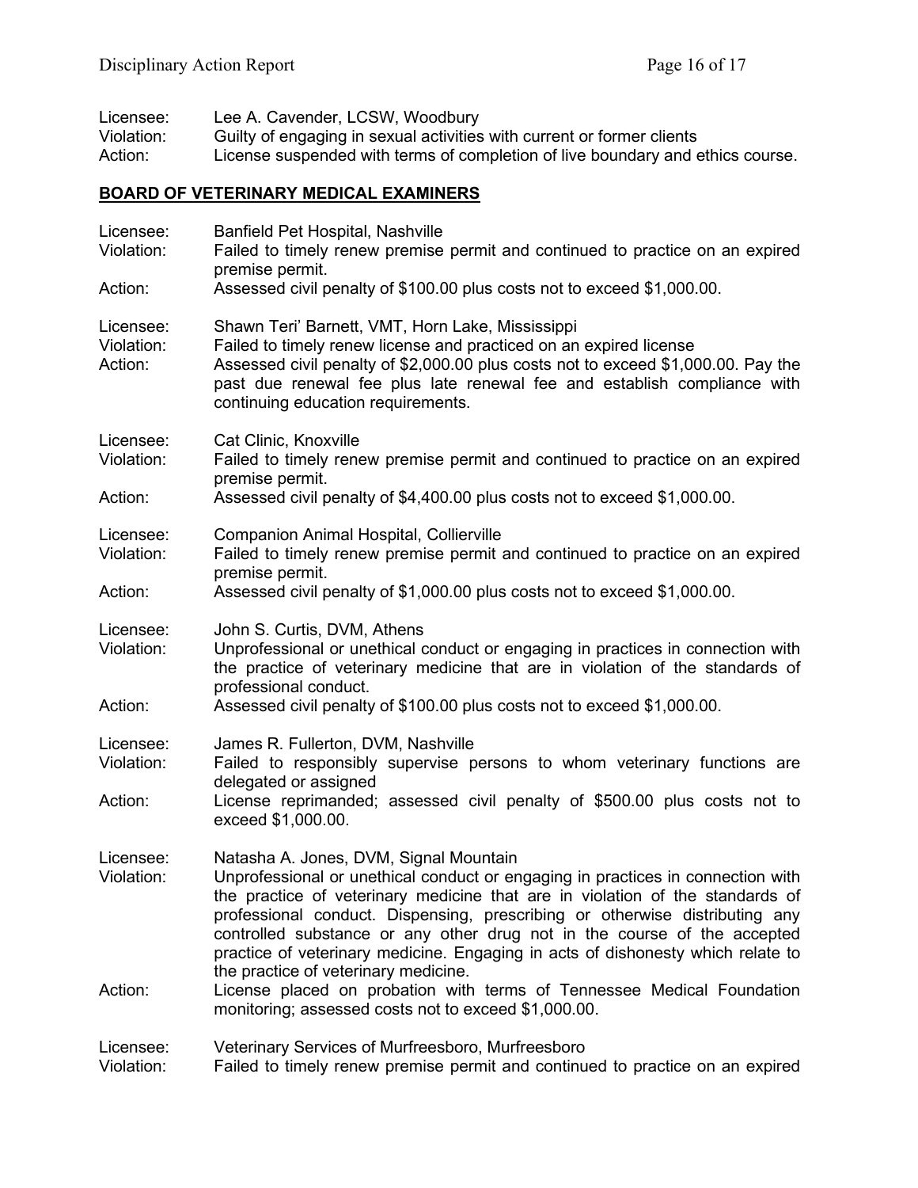Licensee: Lee A. Cavender, LCSW, Woodbury
Violation: Guilty of engaging in sexual activities with current or former clients
Action: License suspended with terms of completion of live boundary and ethics course.

**BOARD OF VETERINARY MEDICAL EXAMINERS**

Licensee: Banfield Pet Hospital, Nashville
Violation: Failed to timely renew premise permit and continued to practice on an expired premise permit.
Action: Assessed civil penalty of $100.00 plus costs not to exceed $1,000.00.

Licensee: Shawn Teri' Barnett, VMT, Horn Lake, Mississippi
Violation: Failed to timely renew license and practiced on an expired license
Action: Assessed civil penalty of $2,000.00 plus costs not to exceed $1,000.00. Pay the past due renewal fee plus late renewal fee and establish compliance with continuing education requirements.

Licensee: Cat Clinic, Knoxville
Violation: Failed to timely renew premise permit and continued to practice on an expired premise permit.
Action: Assessed civil penalty of $4,400.00 plus costs not to exceed $1,000.00.

Licensee: Companion Animal Hospital, Collierville
Violation: Failed to timely renew premise permit and continued to practice on an expired premise permit.
Action: Assessed civil penalty of $1,000.00 plus costs not to exceed $1,000.00.

Licensee: John S. Curtis, DVM, Athens
Violation: Unprofessional or unethical conduct or engaging in practices in connection with the practice of veterinary medicine that are in violation of the standards of professional conduct.
Action: Assessed civil penalty of $100.00 plus costs not to exceed $1,000.00.

Licensee: James R. Fullerton, DVM, Nashville
Violation: Failed to responsibly supervise persons to whom veterinary functions are delegated or assigned
Action: License reprimanded; assessed civil penalty of $500.00 plus costs not to exceed $1,000.00.

Licensee: Natasha A. Jones, DVM, Signal Mountain
Violation: Unprofessional or unethical conduct or engaging in practices in connection with the practice of veterinary medicine that are in violation of the standards of professional conduct. Dispensing, prescribing or otherwise distributing any controlled substance or any other drug not in the course of the accepted practice of veterinary medicine. Engaging in acts of dishonesty which relate to the practice of veterinary medicine.
Action: License placed on probation with terms of Tennessee Medical Foundation monitoring; assessed costs not to exceed $1,000.00.

Licensee: Veterinary Services of Murfreesboro, Murfreesboro
Violation: Failed to timely renew premise permit and continued to practice on an expired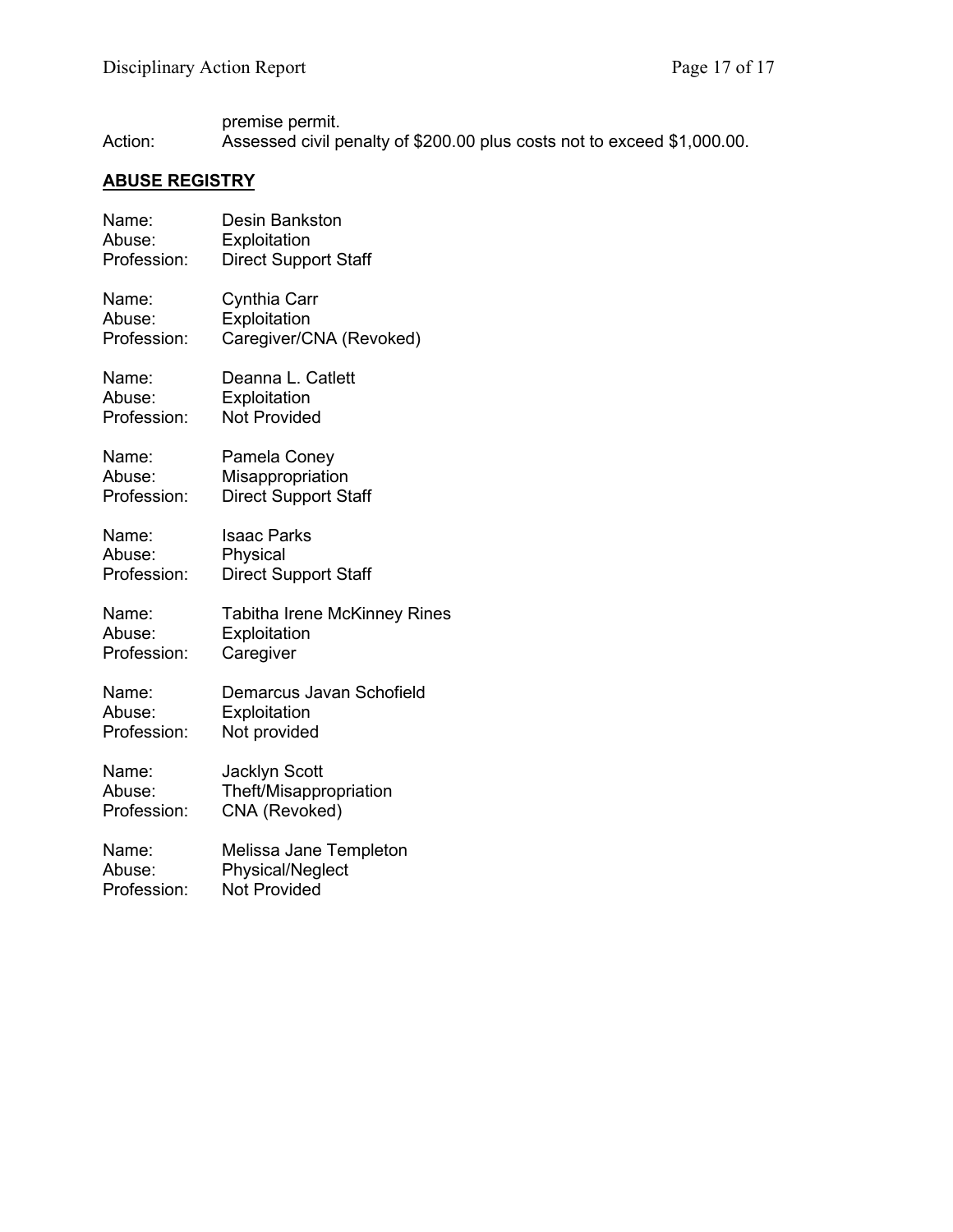premise permit.
Action: Assessed civil penalty of $200.00 plus costs not to exceed $1,000.00.

## ABUSE REGISTRY

Name: Desin Bankston
Abuse: Exploitation
Profession: Direct Support Staff

Name: Cynthia Carr
Abuse: Exploitation
Profession: Caregiver/CNA (Revoked)

Name: Deanna L. Catlett
Abuse: Exploitation
Profession: Not Provided

Name: Pamela Coney
Abuse: Misappropriation
Profession: Direct Support Staff

Name: Isaac Parks
Abuse: Physical
Profession: Direct Support Staff

Name: Tabitha Irene McKinney Rines
Abuse: Exploitation
Profession: Caregiver

Name: Demarcus Javan Schofield
Abuse: Exploitation
Profession: Not provided

Name: Jacklyn Scott
Abuse: Theft/Misappropriation
Profession: CNA (Revoked)

Name: Melissa Jane Templeton
Abuse: Physical/Neglect
Profession: Not Provided